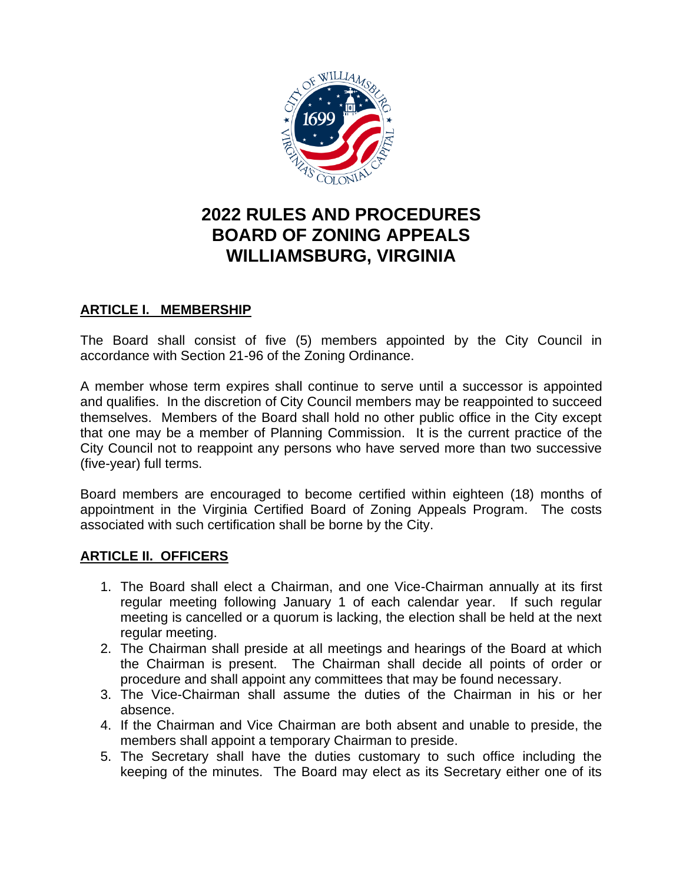# 2022 RULES AND PROCEDURES
# BOARD OF ZONING APPEALS
# WILLIAMSBURG, VIRGINIA

## ARTICLE I. MEMBERSHIP

The Board shall consist of five (5) members appointed by the City Council in accordance with Section 21-96 of the Zoning Ordinance.

A member whose term expires shall continue to serve until a successor is appointed and qualifies. In the discretion of City Council members may be reappointed to succeed themselves. Members of the Board shall hold no other public office in the City except that one may be a member of Planning Commission. It is the current practice of the City Council not to reappoint any persons who have served more than two successive (five-year) full terms.

Board members are encouraged to become certified within eighteen (18) months of appointment in the Virginia Certified Board of Zoning Appeals Program. The costs associated with such certification shall be borne by the City.

## ARTICLE II. OFFICERS

1. The Board shall elect a Chairman, and one Vice-Chairman annually at its first regular meeting following January 1 of each calendar year. If such regular meeting is cancelled or a quorum is lacking, the election shall be held at the next regular meeting.
2. The Chairman shall preside at all meetings and hearings of the Board at which the Chairman is present. The Chairman shall decide all points of order or procedure and shall appoint any committees that may be found necessary.
3. The Vice-Chairman shall assume the duties of the Chairman in his or her absence.
4. If the Chairman and Vice Chairman are both absent and unable to preside, the members shall appoint a temporary Chairman to preside.
5. The Secretary shall have the duties customary to such office including the keeping of the minutes. The Board may elect as its Secretary either one of its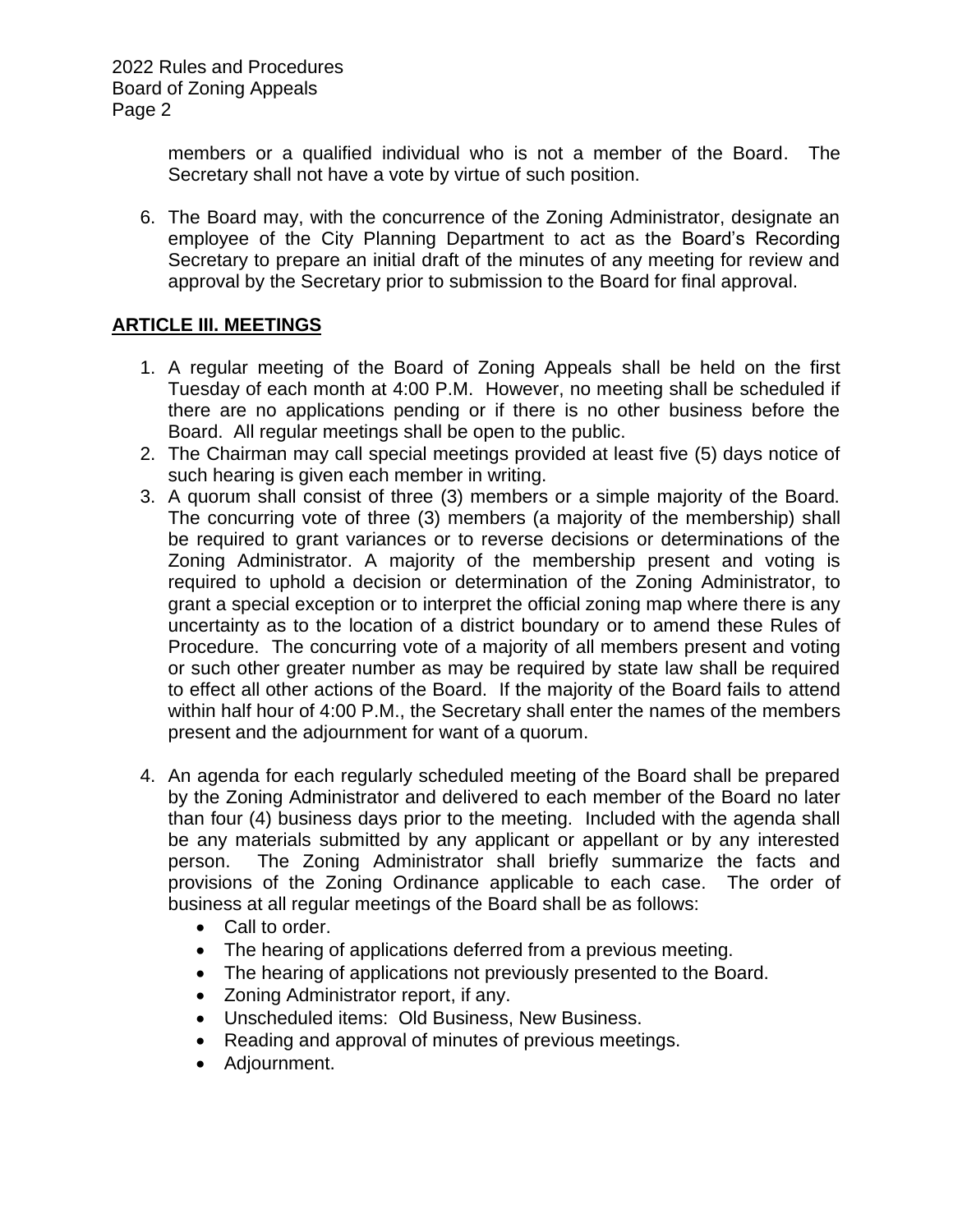members or a qualified individual who is not a member of the Board. The Secretary shall not have a vote by virtue of such position.

6. The Board may, with the concurrence of the Zoning Administrator, designate an employee of the City Planning Department to act as the Board's Recording Secretary to prepare an initial draft of the minutes of any meeting for review and approval by the Secretary prior to submission to the Board for final approval.

## ARTICLE III. MEETINGS

1. A regular meeting of the Board of Zoning Appeals shall be held on the first Tuesday of each month at 4:00 P.M. However, no meeting shall be scheduled if there are no applications pending or if there is no other business before the Board. All regular meetings shall be open to the public.
2. The Chairman may call special meetings provided at least five (5) days notice of such hearing is given each member in writing.
3. A quorum shall consist of three (3) members or a simple majority of the Board. The concurring vote of three (3) members (a majority of the membership) shall be required to grant variances or to reverse decisions or determinations of the Zoning Administrator. A majority of the membership present and voting is required to uphold a decision or determination of the Zoning Administrator, to grant a special exception or to interpret the official zoning map where there is any uncertainty as to the location of a district boundary or to amend these Rules of Procedure. The concurring vote of a majority of all members present and voting or such other greater number as may be required by state law shall be required to effect all other actions of the Board. If the majority of the Board fails to attend within half hour of 4:00 P.M., the Secretary shall enter the names of the members present and the adjournment for want of a quorum.

4. An agenda for each regularly scheduled meeting of the Board shall be prepared by the Zoning Administrator and delivered to each member of the Board no later than four (4) business days prior to the meeting. Included with the agenda shall be any materials submitted by any applicant or appellant or by any interested person. The Zoning Administrator shall briefly summarize the facts and provisions of the Zoning Ordinance applicable to each case. The order of business at all regular meetings of the Board shall be as follows:
   - Call to order.
   - The hearing of applications deferred from a previous meeting.
   - The hearing of applications not previously presented to the Board.
   - Zoning Administrator report, if any.
   - Unscheduled items: Old Business, New Business.
   - Reading and approval of minutes of previous meetings.
   - Adjournment.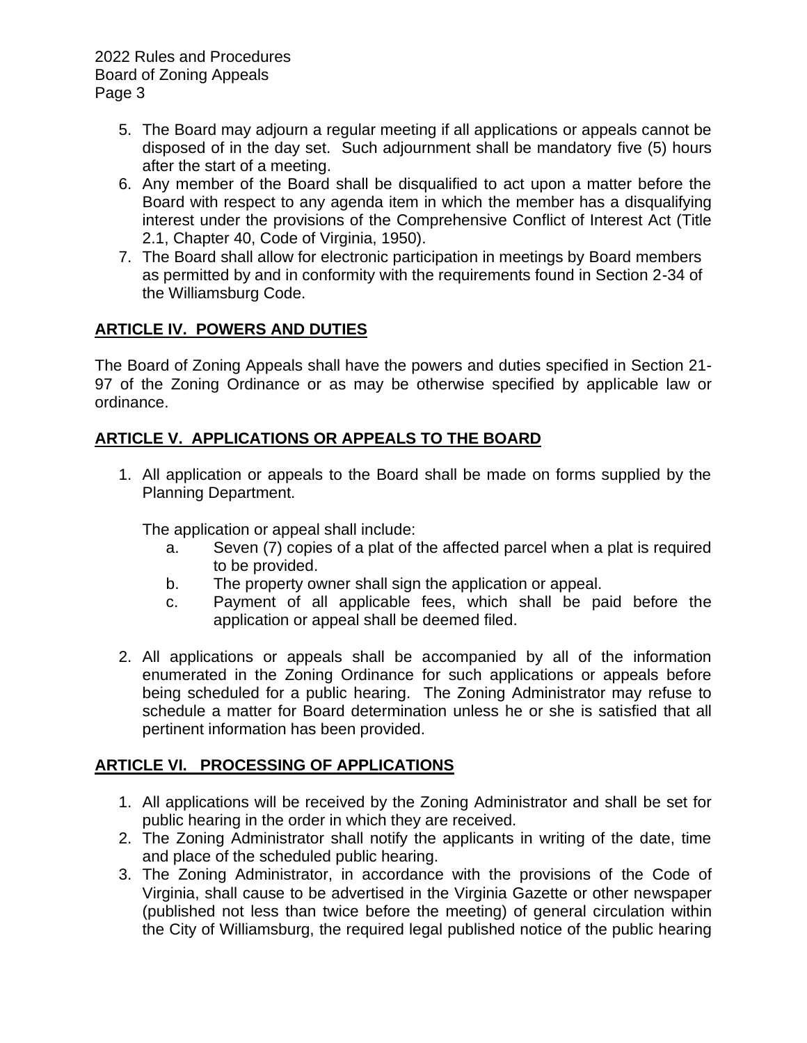5. The Board may adjourn a regular meeting if all applications or appeals cannot be disposed of in the day set. Such adjournment shall be mandatory five (5) hours after the start of a meeting.
6. Any member of the Board shall be disqualified to act upon a matter before the Board with respect to any agenda item in which the member has a disqualifying interest under the provisions of the Comprehensive Conflict of Interest Act (Title 2.1, Chapter 40, Code of Virginia, 1950).
7. The Board shall allow for electronic participation in meetings by Board members as permitted by and in conformity with the requirements found in Section 2-34 of the Williamsburg Code.

## ARTICLE IV. POWERS AND DUTIES

The Board of Zoning Appeals shall have the powers and duties specified in Section 21-97 of the Zoning Ordinance or as may be otherwise specified by applicable law or ordinance.

## ARTICLE V. APPLICATIONS OR APPEALS TO THE BOARD

1. All application or appeals to the Board shall be made on forms supplied by the Planning Department.

   The application or appeal shall include:
   a. Seven (7) copies of a plat of the affected parcel when a plat is required to be provided.
   b. The property owner shall sign the application or appeal.
   c. Payment of all applicable fees, which shall be paid before the application or appeal shall be deemed filed.

2. All applications or appeals shall be accompanied by all of the information enumerated in the Zoning Ordinance for such applications or appeals before being scheduled for a public hearing. The Zoning Administrator may refuse to schedule a matter for Board determination unless he or she is satisfied that all pertinent information has been provided.

## ARTICLE VI. PROCESSING OF APPLICATIONS

1. All applications will be received by the Zoning Administrator and shall be set for public hearing in the order in which they are received.
2. The Zoning Administrator shall notify the applicants in writing of the date, time and place of the scheduled public hearing.
3. The Zoning Administrator, in accordance with the provisions of the Code of Virginia, shall cause to be advertised in the Virginia Gazette or other newspaper (published not less than twice before the meeting) of general circulation within the City of Williamsburg, the required legal published notice of the public hearing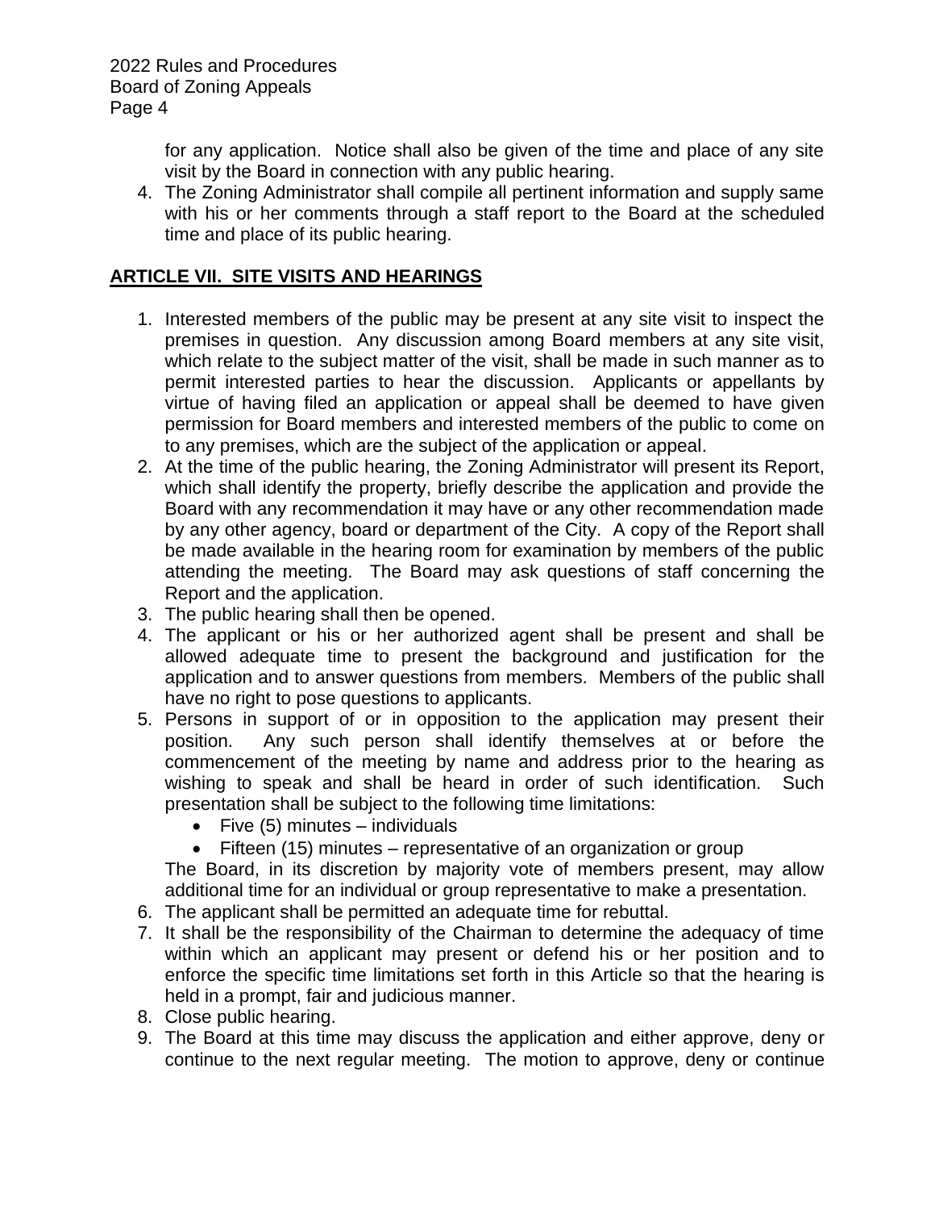for any application. Notice shall also be given of the time and place of any site visit by the Board in connection with any public hearing.

4. The Zoning Administrator shall compile all pertinent information and supply same with his or her comments through a staff report to the Board at the scheduled time and place of its public hearing.

## ARTICLE VII. SITE VISITS AND HEARINGS

1. Interested members of the public may be present at any site visit to inspect the premises in question. Any discussion among Board members at any site visit, which relate to the subject matter of the visit, shall be made in such manner as to permit interested parties to hear the discussion. Applicants or appellants by virtue of having filed an application or appeal shall be deemed to have given permission for Board members and interested members of the public to come on to any premises, which are the subject of the application or appeal.
2. At the time of the public hearing, the Zoning Administrator will present its Report, which shall identify the property, briefly describe the application and provide the Board with any recommendation it may have or any other recommendation made by any other agency, board or department of the City. A copy of the Report shall be made available in the hearing room for examination by members of the public attending the meeting. The Board may ask questions of staff concerning the Report and the application.
3. The public hearing shall then be opened.
4. The applicant or his or her authorized agent shall be present and shall be allowed adequate time to present the background and justification for the application and to answer questions from members. Members of the public shall have no right to pose questions to applicants.
5. Persons in support of or in opposition to the application may present their position. Any such person shall identify themselves at or before the commencement of the meeting by name and address prior to the hearing as wishing to speak and shall be heard in order of such identification. Such presentation shall be subject to the following time limitations:
   - Five (5) minutes – individuals
   - Fifteen (15) minutes – representative of an organization or group

   The Board, in its discretion by majority vote of members present, may allow additional time for an individual or group representative to make a presentation.
6. The applicant shall be permitted an adequate time for rebuttal.
7. It shall be the responsibility of the Chairman to determine the adequacy of time within which an applicant may present or defend his or her position and to enforce the specific time limitations set forth in this Article so that the hearing is held in a prompt, fair and judicious manner.
8. Close public hearing.
9. The Board at this time may discuss the application and either approve, deny or continue to the next regular meeting. The motion to approve, deny or continue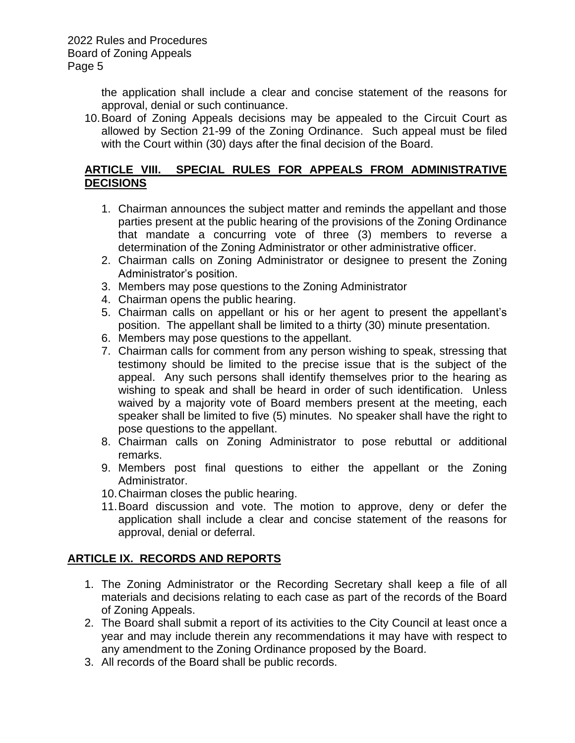the application shall include a clear and concise statement of the reasons for approval, denial or such continuance.

10. Board of Zoning Appeals decisions may be appealed to the Circuit Court as allowed by Section 21-99 of the Zoning Ordinance. Such appeal must be filed with the Court within (30) days after the final decision of the Board.

## ARTICLE VIII. SPECIAL RULES FOR APPEALS FROM ADMINISTRATIVE DECISIONS

1. Chairman announces the subject matter and reminds the appellant and those parties present at the public hearing of the provisions of the Zoning Ordinance that mandate a concurring vote of three (3) members to reverse a determination of the Zoning Administrator or other administrative officer.
2. Chairman calls on Zoning Administrator or designee to present the Zoning Administrator's position.
3. Members may pose questions to the Zoning Administrator
4. Chairman opens the public hearing.
5. Chairman calls on appellant or his or her agent to present the appellant's position. The appellant shall be limited to a thirty (30) minute presentation.
6. Members may pose questions to the appellant.
7. Chairman calls for comment from any person wishing to speak, stressing that testimony should be limited to the precise issue that is the subject of the appeal. Any such persons shall identify themselves prior to the hearing as wishing to speak and shall be heard in order of such identification. Unless waived by a majority vote of Board members present at the meeting, each speaker shall be limited to five (5) minutes. No speaker shall have the right to pose questions to the appellant.
8. Chairman calls on Zoning Administrator to pose rebuttal or additional remarks.
9. Members post final questions to either the appellant or the Zoning Administrator.
10. Chairman closes the public hearing.
11. Board discussion and vote. The motion to approve, deny or defer the application shall include a clear and concise statement of the reasons for approval, denial or deferral.

## ARTICLE IX. RECORDS AND REPORTS

1. The Zoning Administrator or the Recording Secretary shall keep a file of all materials and decisions relating to each case as part of the records of the Board of Zoning Appeals.
2. The Board shall submit a report of its activities to the City Council at least once a year and may include therein any recommendations it may have with respect to any amendment to the Zoning Ordinance proposed by the Board.
3. All records of the Board shall be public records.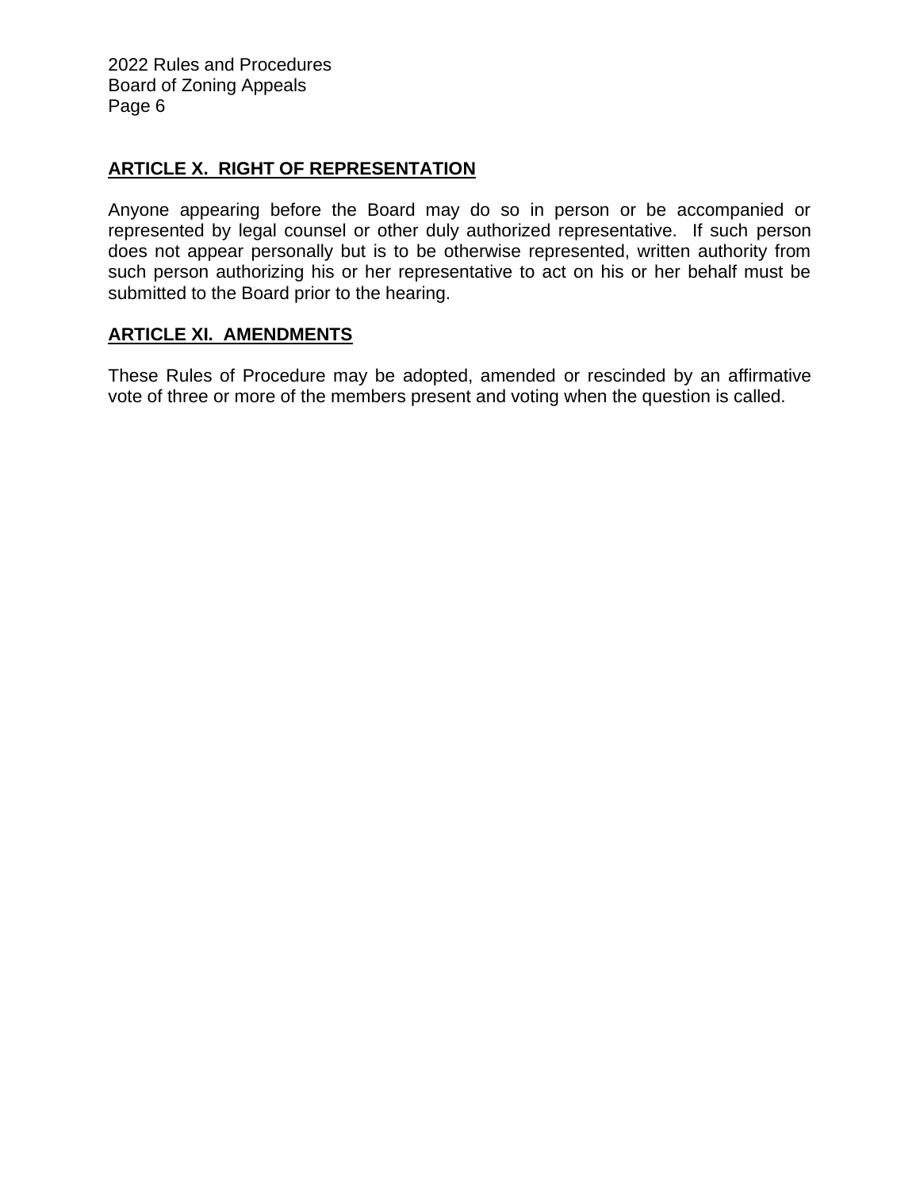## ARTICLE X. RIGHT OF REPRESENTATION

Anyone appearing before the Board may do so in person or be accompanied or represented by legal counsel or other duly authorized representative. If such person does not appear personally but is to be otherwise represented, written authority from such person authorizing his or her representative to act on his or her behalf must be submitted to the Board prior to the hearing.

## ARTICLE XI. AMENDMENTS

These Rules of Procedure may be adopted, amended or rescinded by an affirmative vote of three or more of the members present and voting when the question is called.